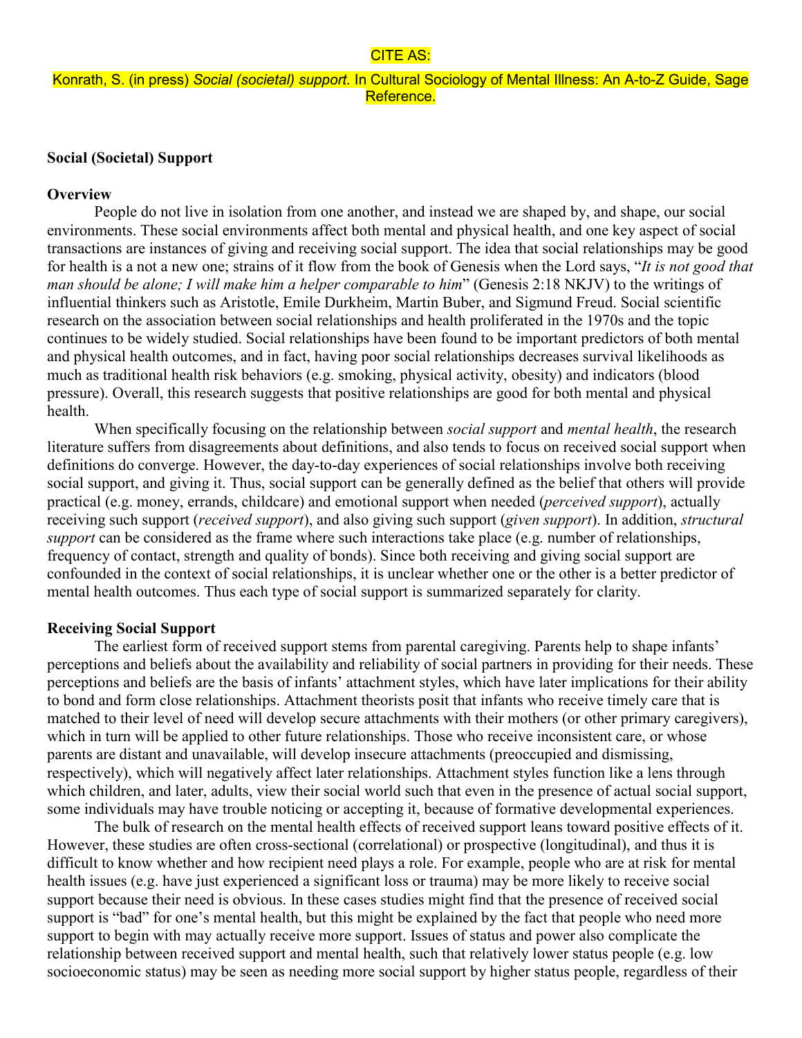CITE AS:

Konrath, S. (in press) *Social (societal) support*. In Cultural Sociology of Mental Illness: An A-to-Z Guide, Sage Reference.

**Social (Societal) Support**

**Overview**

People do not live in isolation from one another, and instead we are shaped by, and shape, our social environments. These social environments affect both mental and physical health, and one key aspect of social transactions are instances of giving and receiving social support. The idea that social relationships may be good for health is a not a new one; strains of it flow from the book of Genesis when the Lord says, "*It is not good that man should be alone; I will make him a helper comparable to him*" (Genesis 2:18 NKJV) to the writings of influential thinkers such as Aristotle, Emile Durkheim, Martin Buber, and Sigmund Freud. Social scientific research on the association between social relationships and health proliferated in the 1970s and the topic continues to be widely studied. Social relationships have been found to be important predictors of both mental and physical health outcomes, and in fact, having poor social relationships decreases survival likelihoods as much as traditional health risk behaviors (e.g. smoking, physical activity, obesity) and indicators (blood pressure). Overall, this research suggests that positive relationships are good for both mental and physical health.

When specifically focusing on the relationship between *social support* and *mental health*, the research literature suffers from disagreements about definitions, and also tends to focus on received social support when definitions do converge. However, the day-to-day experiences of social relationships involve both receiving social support, and giving it. Thus, social support can be generally defined as the belief that others will provide practical (e.g. money, errands, childcare) and emotional support when needed (*perceived support*), actually receiving such support (*received support*), and also giving such support (*given support*). In addition, *structural support* can be considered as the frame where such interactions take place (e.g. number of relationships, frequency of contact, strength and quality of bonds). Since both receiving and giving social support are confounded in the context of social relationships, it is unclear whether one or the other is a better predictor of mental health outcomes. Thus each type of social support is summarized separately for clarity.

**Receiving Social Support**

The earliest form of received support stems from parental caregiving. Parents help to shape infants' perceptions and beliefs about the availability and reliability of social partners in providing for their needs. These perceptions and beliefs are the basis of infants' attachment styles, which have later implications for their ability to bond and form close relationships. Attachment theorists posit that infants who receive timely care that is matched to their level of need will develop secure attachments with their mothers (or other primary caregivers), which in turn will be applied to other future relationships. Those who receive inconsistent care, or whose parents are distant and unavailable, will develop insecure attachments (preoccupied and dismissing, respectively), which will negatively affect later relationships. Attachment styles function like a lens through which children, and later, adults, view their social world such that even in the presence of actual social support, some individuals may have trouble noticing or accepting it, because of formative developmental experiences.

The bulk of research on the mental health effects of received support leans toward positive effects of it. However, these studies are often cross-sectional (correlational) or prospective (longitudinal), and thus it is difficult to know whether and how recipient need plays a role. For example, people who are at risk for mental health issues (e.g. have just experienced a significant loss or trauma) may be more likely to receive social support because their need is obvious. In these cases studies might find that the presence of received social support is "bad" for one's mental health, but this might be explained by the fact that people who need more support to begin with may actually receive more support. Issues of status and power also complicate the relationship between received support and mental health, such that relatively lower status people (e.g. low socioeconomic status) may be seen as needing more social support by higher status people, regardless of their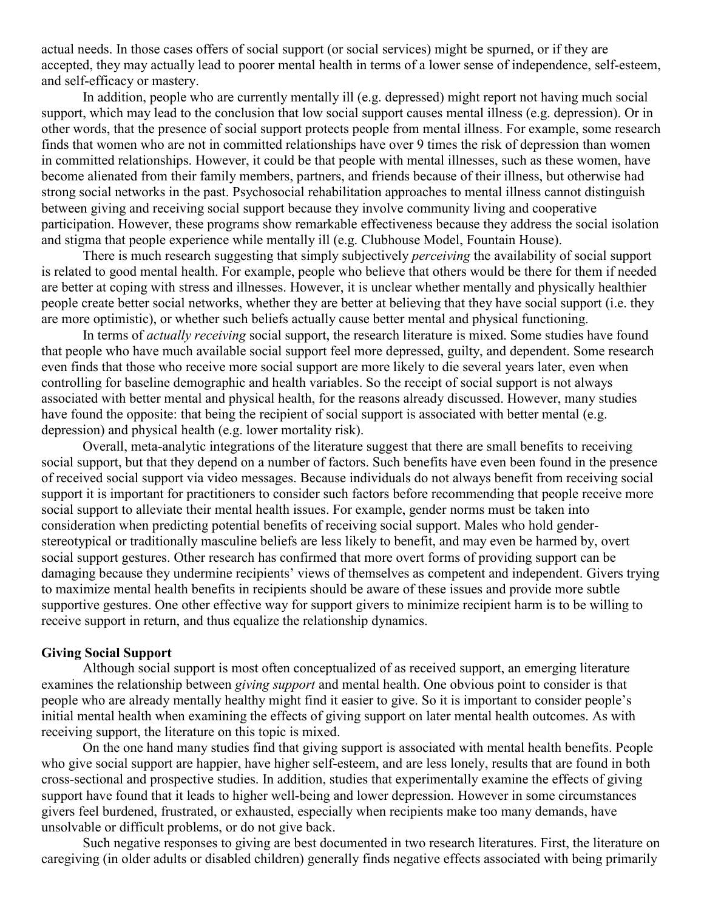actual needs. In those cases offers of social support (or social services) might be spurned, or if they are accepted, they may actually lead to poorer mental health in terms of a lower sense of independence, self-esteem, and self-efficacy or mastery.

In addition, people who are currently mentally ill (e.g. depressed) might report not having much social support, which may lead to the conclusion that low social support causes mental illness (e.g. depression). Or in other words, that the presence of social support protects people from mental illness. For example, some research finds that women who are not in committed relationships have over 9 times the risk of depression than women in committed relationships. However, it could be that people with mental illnesses, such as these women, have become alienated from their family members, partners, and friends because of their illness, but otherwise had strong social networks in the past. Psychosocial rehabilitation approaches to mental illness cannot distinguish between giving and receiving social support because they involve community living and cooperative participation. However, these programs show remarkable effectiveness because they address the social isolation and stigma that people experience while mentally ill (e.g. Clubhouse Model, Fountain House).

There is much research suggesting that simply subjectively *perceiving* the availability of social support is related to good mental health. For example, people who believe that others would be there for them if needed are better at coping with stress and illnesses. However, it is unclear whether mentally and physically healthier people create better social networks, whether they are better at believing that they have social support (i.e. they are more optimistic), or whether such beliefs actually cause better mental and physical functioning.

In terms of *actually receiving* social support, the research literature is mixed. Some studies have found that people who have much available social support feel more depressed, guilty, and dependent. Some research even finds that those who receive more social support are more likely to die several years later, even when controlling for baseline demographic and health variables. So the receipt of social support is not always associated with better mental and physical health, for the reasons already discussed. However, many studies have found the opposite: that being the recipient of social support is associated with better mental (e.g. depression) and physical health (e.g. lower mortality risk).

Overall, meta-analytic integrations of the literature suggest that there are small benefits to receiving social support, but that they depend on a number of factors. Such benefits have even been found in the presence of received social support via video messages. Because individuals do not always benefit from receiving social support it is important for practitioners to consider such factors before recommending that people receive more social support to alleviate their mental health issues. For example, gender norms must be taken into consideration when predicting potential benefits of receiving social support. Males who hold gender-stereotypical or traditionally masculine beliefs are less likely to benefit, and may even be harmed by, overt social support gestures. Other research has confirmed that more overt forms of providing support can be damaging because they undermine recipients' views of themselves as competent and independent. Givers trying to maximize mental health benefits in recipients should be aware of these issues and provide more subtle supportive gestures. One other effective way for support givers to minimize recipient harm is to be willing to receive support in return, and thus equalize the relationship dynamics.

**Giving Social Support**

Although social support is most often conceptualized of as received support, an emerging literature examines the relationship between *giving support* and mental health. One obvious point to consider is that people who are already mentally healthy might find it easier to give. So it is important to consider people's initial mental health when examining the effects of giving support on later mental health outcomes. As with receiving support, the literature on this topic is mixed.

On the one hand many studies find that giving support is associated with mental health benefits. People who give social support are happier, have higher self-esteem, and are less lonely, results that are found in both cross-sectional and prospective studies. In addition, studies that experimentally examine the effects of giving support have found that it leads to higher well-being and lower depression. However in some circumstances givers feel burdened, frustrated, or exhausted, especially when recipients make too many demands, have unsolvable or difficult problems, or do not give back.

Such negative responses to giving are best documented in two research literatures. First, the literature on caregiving (in older adults or disabled children) generally finds negative effects associated with being primarily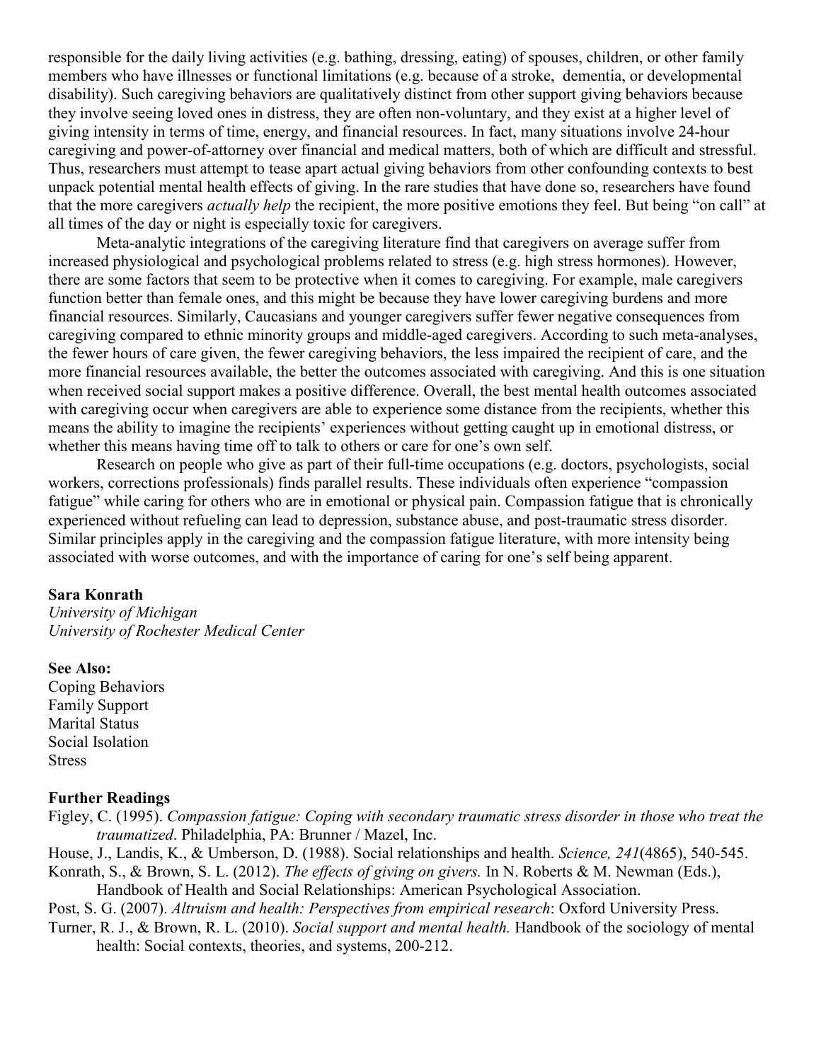responsible for the daily living activities (e.g. bathing, dressing, eating) of spouses, children, or other family members who have illnesses or functional limitations (e.g. because of a stroke, dementia, or developmental disability). Such caregiving behaviors are qualitatively distinct from other support giving behaviors because they involve seeing loved ones in distress, they are often non-voluntary, and they exist at a higher level of giving intensity in terms of time, energy, and financial resources. In fact, many situations involve 24-hour caregiving and power-of-attorney over financial and medical matters, both of which are difficult and stressful. Thus, researchers must attempt to tease apart actual giving behaviors from other confounding contexts to best unpack potential mental health effects of giving. In the rare studies that have done so, researchers have found that the more caregivers *actually help* the recipient, the more positive emotions they feel. But being "on call" at all times of the day or night is especially toxic for caregivers.

Meta-analytic integrations of the caregiving literature find that caregivers on average suffer from increased physiological and psychological problems related to stress (e.g. high stress hormones). However, there are some factors that seem to be protective when it comes to caregiving. For example, male caregivers function better than female ones, and this might be because they have lower caregiving burdens and more financial resources. Similarly, Caucasians and younger caregivers suffer fewer negative consequences from caregiving compared to ethnic minority groups and middle-aged caregivers. According to such meta-analyses, the fewer hours of care given, the fewer caregiving behaviors, the less impaired the recipient of care, and the more financial resources available, the better the outcomes associated with caregiving. And this is one situation when received social support makes a positive difference. Overall, the best mental health outcomes associated with caregiving occur when caregivers are able to experience some distance from the recipients, whether this means the ability to imagine the recipients' experiences without getting caught up in emotional distress, or whether this means having time off to talk to others or care for one's own self.

Research on people who give as part of their full-time occupations (e.g. doctors, psychologists, social workers, corrections professionals) finds parallel results. These individuals often experience "compassion fatigue" while caring for others who are in emotional or physical pain. Compassion fatigue that is chronically experienced without refueling can lead to depression, substance abuse, and post-traumatic stress disorder. Similar principles apply in the caregiving and the compassion fatigue literature, with more intensity being associated with worse outcomes, and with the importance of caring for one's self being apparent.

**Sara Konrath**
*University of Michigan*
*University of Rochester Medical Center*

**See Also:**
Coping Behaviors
Family Support
Marital Status
Social Isolation
Stress

**Further Readings**

Figley, C. (1995). *Compassion fatigue: Coping with secondary traumatic stress disorder in those who treat the traumatized*. Philadelphia, PA: Brunner / Mazel, Inc.

House, J., Landis, K., & Umberson, D. (1988). Social relationships and health. *Science, 241*(4865), 540-545.

Konrath, S., & Brown, S. L. (2012). *The effects of giving on givers.* In N. Roberts & M. Newman (Eds.), Handbook of Health and Social Relationships: American Psychological Association.

Post, S. G. (2007). *Altruism and health: Perspectives from empirical research*: Oxford University Press.

Turner, R. J., & Brown, R. L. (2010). *Social support and mental health.* Handbook of the sociology of mental health: Social contexts, theories, and systems, 200-212.